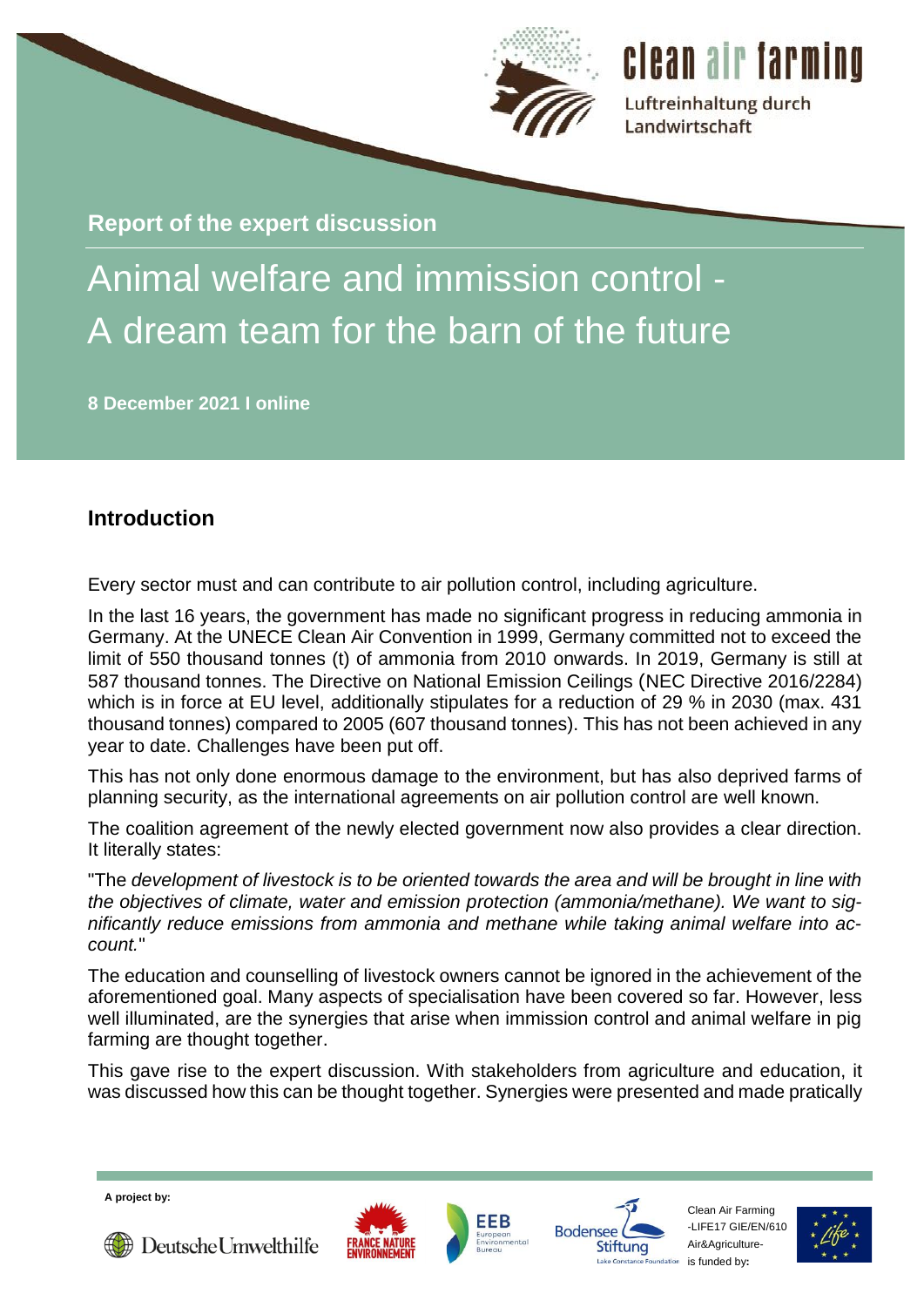clean air farming

Luftreinhaltung durch Landwirtschaft

**Report of the expert discussion**

# Animal welfare and immission control - A dream team for the barn of the future

**8 December 2021 I online**

## Introduction

Every sector must and can contribute to air pollution control, including agriculture.

In the last 16 years, the government has made no significant progress in reducing ammonia in Germany. At the UNECE Clean Air Convention in 1999, Germany committed not to exceed the limit of 550 thousand tonnes (t) of ammonia from 2010 onwards. In 2019, Germany is still at 587 thousand tonnes. The Directive on National Emission Ceilings (NEC Directive 2016/2284) which is in force at EU level, additionally stipulates for a reduction of 29 % in 2030 (max. 431 thousand tonnes) compared to 2005 (607 thousand tonnes). This has not been achieved in any year to date. Challenges have been put off.

This has not only done enormous damage to the environment, but has also deprived farms of planning security, as the international agreements on air pollution control are well known.

The coalition agreement of the newly elected government now also provides a clear direction. It literally states:

"The *development of livestock is to be oriented towards the area and will be brought in line with the objectives of climate, water and emission protection (ammonia/methane). We want to significantly reduce emissions from ammonia and methane while taking animal welfare into account.*"

The education and counselling of livestock owners cannot be ignored in the achievement of the aforementioned goal. Many aspects of specialisation have been covered so far. However, less well illuminated, are the synergies that arise when immission control and animal welfare in pig farming are thought together.

This gave rise to the expert discussion. With stakeholders from agriculture and education, it was discussed how this can be thought together. Synergies were presented and made pratically

A project by: Deutsche Umwelthilfe, France Nature Environnement, EEB European Environmental Bureau, Bodensee Stiftung Lake Constance Foundation

Clean Air Farming -LIFE17 GIE/EN/610 Air&Agriculture- is funded by: Life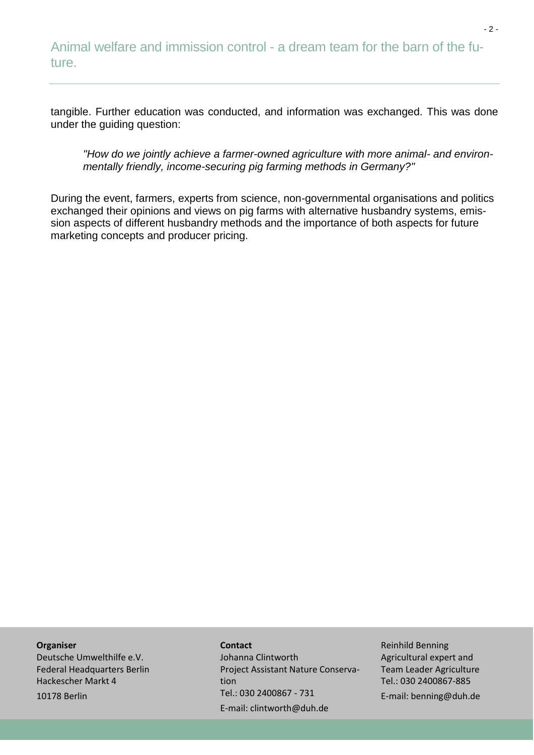tangible. Further education was conducted, and information was exchanged. This was done under the guiding question:

> *"How do we jointly achieve a farmer-owned agriculture with more animal- and environmentally friendly, income-securing pig farming methods in Germany?"*

During the event, farmers, experts from science, non-governmental organisations and politics exchanged their opinions and views on pig farms with alternative husbandry systems, emission aspects of different husbandry methods and the importance of both aspects for future marketing concepts and producer pricing.

**Organiser**
Deutsche Umwelthilfe e.V.
Federal Headquarters Berlin
Hackescher Markt 4
10178 Berlin

**Contact**
Johanna Clintworth
Project Assistant Nature Conservation
Tel.: 030 2400867 - 731
E-mail: clintworth@duh.de

Reinhild Benning
Agricultural expert and
Team Leader Agriculture
Tel.: 030 2400867-885
E-mail: benning@duh.de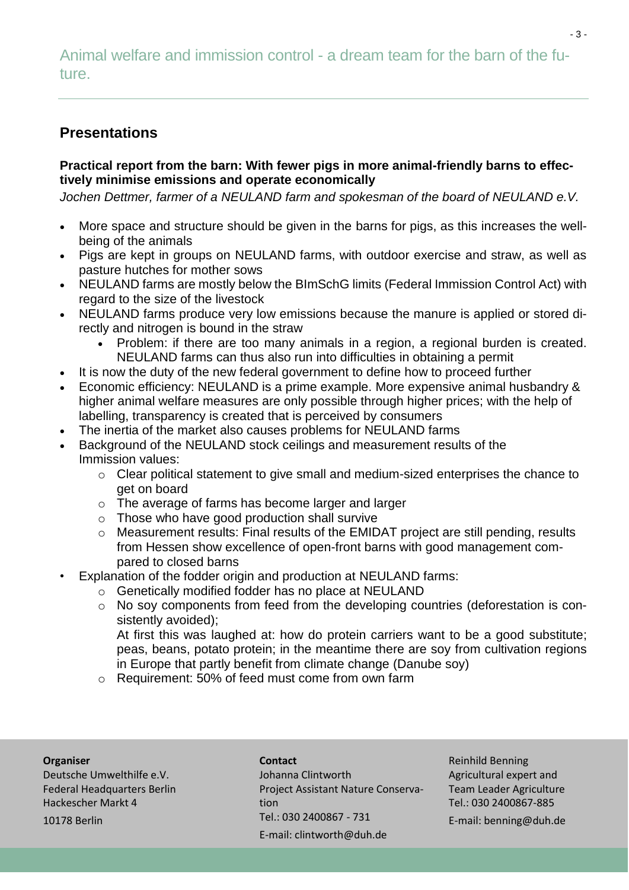Animal welfare and immission control - a dream team for the barn of the future.

## Presentations

**Practical report from the barn: With fewer pigs in more animal-friendly barns to effectively minimise emissions and operate economically**

*Jochen Dettmer, farmer of a NEULAND farm and spokesman of the board of NEULAND e.V.*

- More space and structure should be given in the barns for pigs, as this increases the well-being of the animals
- Pigs are kept in groups on NEULAND farms, with outdoor exercise and straw, as well as pasture hutches for mother sows
- NEULAND farms are mostly below the BImSchG limits (Federal Immission Control Act) with regard to the size of the livestock
- NEULAND farms produce very low emissions because the manure is applied or stored directly and nitrogen is bound in the straw
  - Problem: if there are too many animals in a region, a regional burden is created. NEULAND farms can thus also run into difficulties in obtaining a permit
- It is now the duty of the new federal government to define how to proceed further
- Economic efficiency: NEULAND is a prime example. More expensive animal husbandry & higher animal welfare measures are only possible through higher prices; with the help of labelling, transparency is created that is perceived by consumers
- The inertia of the market also causes problems for NEULAND farms
- Background of the NEULAND stock ceilings and measurement results of the Immission values:
  - Clear political statement to give small and medium-sized enterprises the chance to get on board
  - The average of farms has become larger and larger
  - Those who have good production shall survive
  - Measurement results: Final results of the EMIDAT project are still pending, results from Hessen show excellence of open-front barns with good management compared to closed barns
- Explanation of the fodder origin and production at NEULAND farms:
  - Genetically modified fodder has no place at NEULAND
  - No soy components from feed from the developing countries (deforestation is consistently avoided);

    At first this was laughed at: how do protein carriers want to be a good substitute; peas, beans, potato protein; in the meantime there are soy from cultivation regions in Europe that partly benefit from climate change (Danube soy)
  - Requirement: 50% of feed must come from own farm

**Organiser**
Deutsche Umwelthilfe e.V.
Federal Headquarters Berlin
Hackescher Markt 4
10178 Berlin

**Contact**
Johanna Clintworth
Project Assistant Nature Conservation
Tel.: 030 2400867 - 731
E-mail: clintworth@duh.de

Reinhild Benning
Agricultural expert and Team Leader Agriculture
Tel.: 030 2400867-885
E-mail: benning@duh.de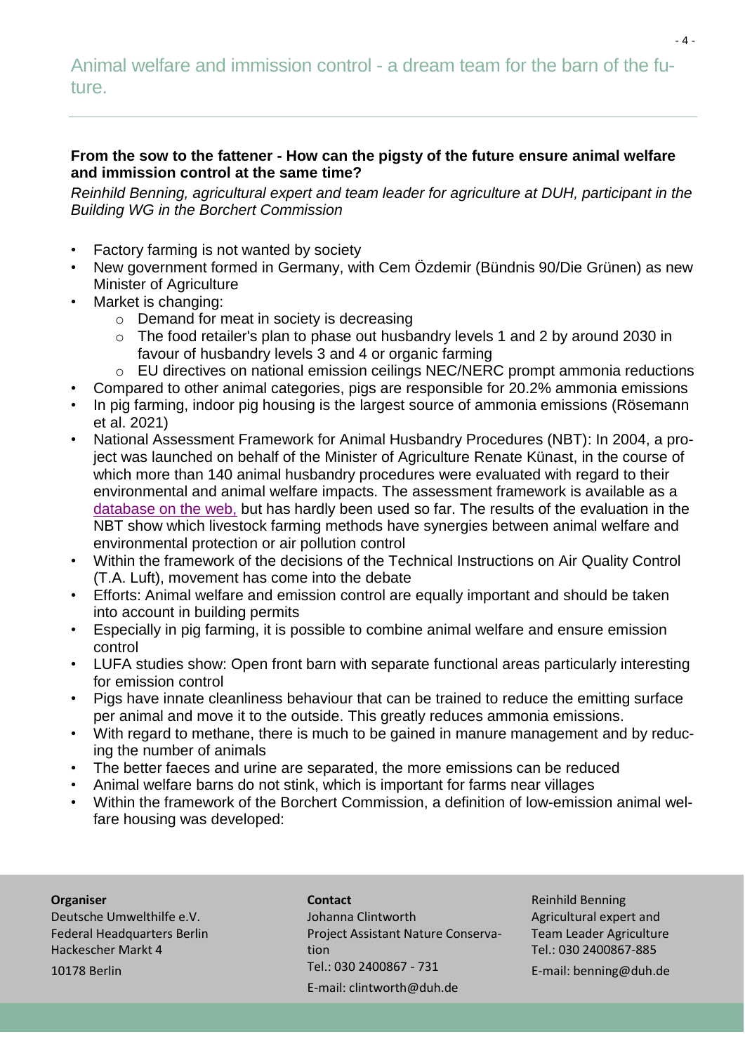## Animal welfare and immission control - a dream team for the barn of the future.

**From the sow to the fattener - How can the pigsty of the future ensure animal welfare and immission control at the same time?**

*Reinhild Benning, agricultural expert and team leader for agriculture at DUH, participant in the Building WG in the Borchert Commission*

- Factory farming is not wanted by society
- New government formed in Germany, with Cem Özdemir (Bündnis 90/Die Grünen) as new Minister of Agriculture
- Market is changing:
  - Demand for meat in society is decreasing
  - The food retailer's plan to phase out husbandry levels 1 and 2 by around 2030 in favour of husbandry levels 3 and 4 or organic farming
  - EU directives on national emission ceilings NEC/NERC prompt ammonia reductions
- Compared to other animal categories, pigs are responsible for 20.2% ammonia emissions
- In pig farming, indoor pig housing is the largest source of ammonia emissions (Rösemann et al. 2021)
- National Assessment Framework for Animal Husbandry Procedures (NBT): In 2004, a project was launched on behalf of the Minister of Agriculture Renate Künast, in the course of which more than 140 animal husbandry procedures were evaluated with regard to their environmental and animal welfare impacts. The assessment framework is available as a database on the web, but has hardly been used so far. The results of the evaluation in the NBT show which livestock farming methods have synergies between animal welfare and environmental protection or air pollution control
- Within the framework of the decisions of the Technical Instructions on Air Quality Control (T.A. Luft), movement has come into the debate
- Efforts: Animal welfare and emission control are equally important and should be taken into account in building permits
- Especially in pig farming, it is possible to combine animal welfare and ensure emission control
- LUFA studies show: Open front barn with separate functional areas particularly interesting for emission control
- Pigs have innate cleanliness behaviour that can be trained to reduce the emitting surface per animal and move it to the outside. This greatly reduces ammonia emissions.
- With regard to methane, there is much to be gained in manure management and by reducing the number of animals
- The better faeces and urine are separated, the more emissions can be reduced
- Animal welfare barns do not stink, which is important for farms near villages
- Within the framework of the Borchert Commission, a definition of low-emission animal welfare housing was developed:

**Organiser**
Deutsche Umwelthilfe e.V.
Federal Headquarters Berlin
Hackescher Markt 4
10178 Berlin

**Contact**
Johanna Clintworth
Project Assistant Nature Conservation
Tel.: 030 2400867 - 731
E-mail: clintworth@duh.de

Reinhild Benning
Agricultural expert and Team Leader Agriculture
Tel.: 030 2400867-885
E-mail: benning@duh.de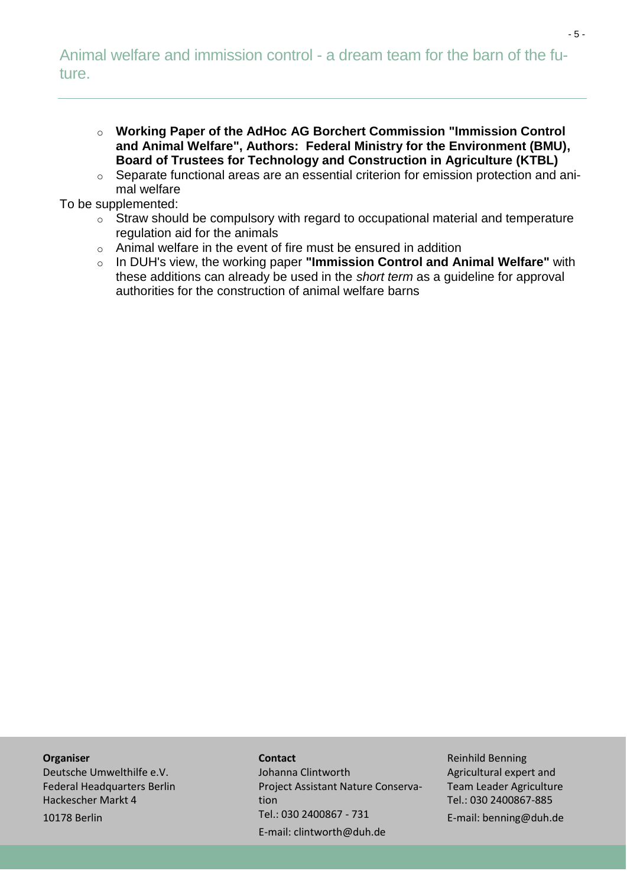- **Working Paper of the AdHoc AG Borchert Commission "Immission Control and Animal Welfare", Authors: Federal Ministry for the Environment (BMU), Board of Trustees for Technology and Construction in Agriculture (KTBL)**
- Separate functional areas are an essential criterion for emission protection and animal welfare

To be supplemented:

- Straw should be compulsory with regard to occupational material and temperature regulation aid for the animals
- Animal welfare in the event of fire must be ensured in addition
- In DUH's view, the working paper **"Immission Control and Animal Welfare"** with these additions can already be used in the *short term* as a guideline for approval authorities for the construction of animal welfare barns

**Organiser**
Deutsche Umwelthilfe e.V.
Federal Headquarters Berlin
Hackescher Markt 4
10178 Berlin

**Contact**
Johanna Clintworth
Project Assistant Nature Conservation
Tel.: 030 2400867 - 731
E-mail: clintworth@duh.de

Reinhild Benning
Agricultural expert and Team Leader Agriculture
Tel.: 030 2400867-885
E-mail: benning@duh.de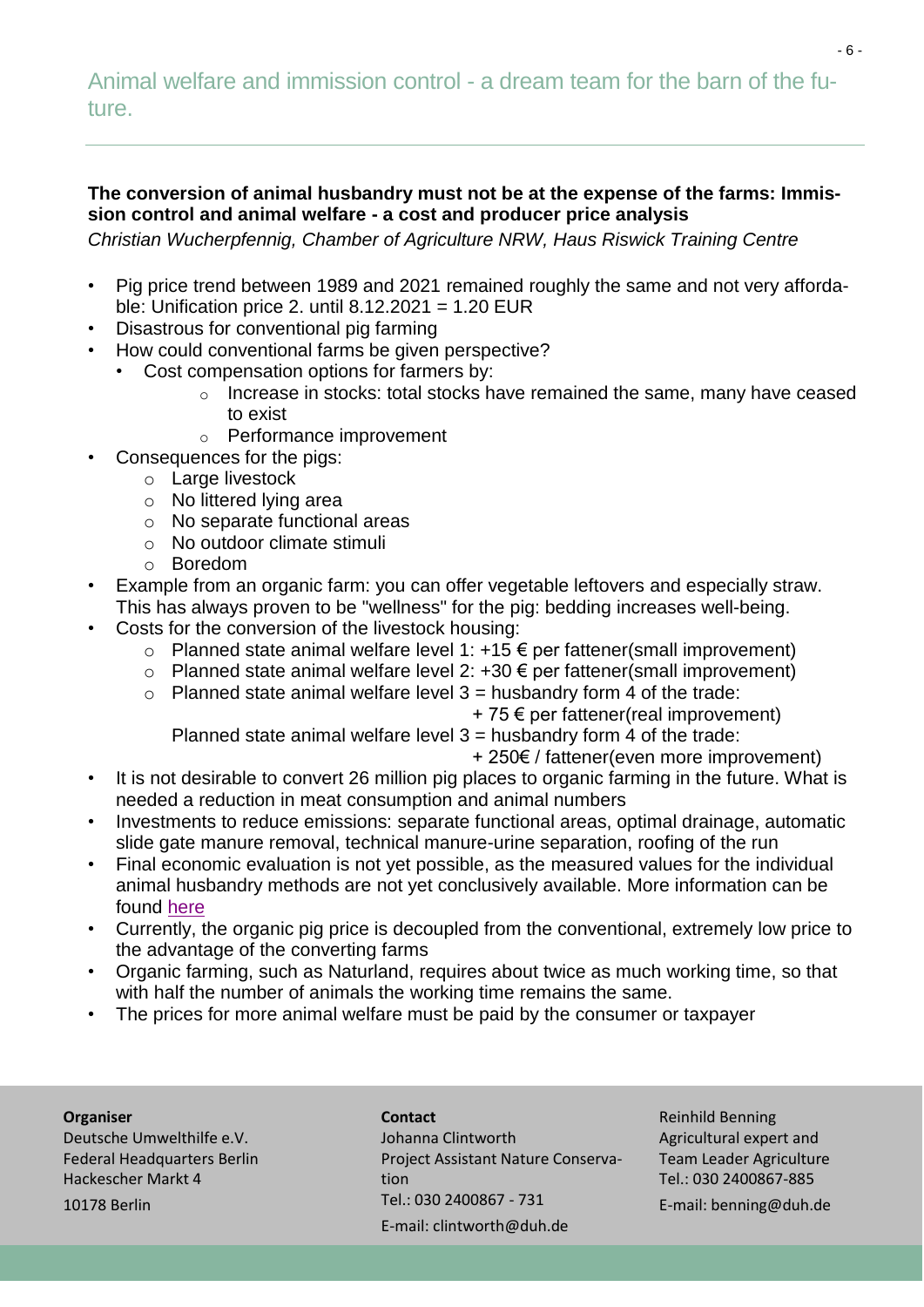## Animal welfare and immission control - a dream team for the barn of the future.

**The conversion of animal husbandry must not be at the expense of the farms: Immission control and animal welfare - a cost and producer price analysis**

*Christian Wucherpfennig, Chamber of Agriculture NRW, Haus Riswick Training Centre*

- Pig price trend between 1989 and 2021 remained roughly the same and not very affordable: Unification price 2. until 8.12.2021 = 1.20 EUR
- Disastrous for conventional pig farming
- How could conventional farms be given perspective?
  - Cost compensation options for farmers by:
    - Increase in stocks: total stocks have remained the same, many have ceased to exist
    - Performance improvement
- Consequences for the pigs:
  - Large livestock
  - No littered lying area
  - No separate functional areas
  - No outdoor climate stimuli
  - Boredom
- Example from an organic farm: you can offer vegetable leftovers and especially straw. This has always proven to be "wellness" for the pig: bedding increases well-being.
- Costs for the conversion of the livestock housing:
  - Planned state animal welfare level 1: +15 € per fattener(small improvement)
  - Planned state animal welfare level 2: +30 € per fattener(small improvement)
  - Planned state animal welfare level 3 = husbandry form 4 of the trade: + 75 € per fattener(real improvement)

    Planned state animal welfare level 3 = husbandry form 4 of the trade: + 250€ / fattener(even more improvement)
- It is not desirable to convert 26 million pig places to organic farming in the future. What is needed a reduction in meat consumption and animal numbers
- Investments to reduce emissions: separate functional areas, optimal drainage, automatic slide gate manure removal, technical manure-urine separation, roofing of the run
- Final economic evaluation is not yet possible, as the measured values for the individual animal husbandry methods are not yet conclusively available. More information can be found here
- Currently, the organic pig price is decoupled from the conventional, extremely low price to the advantage of the converting farms
- Organic farming, such as Naturland, requires about twice as much working time, so that with half the number of animals the working time remains the same.
- The prices for more animal welfare must be paid by the consumer or taxpayer

**Organiser**
Deutsche Umwelthilfe e.V.
Federal Headquarters Berlin
Hackescher Markt 4
10178 Berlin

**Contact**
Johanna Clintworth
Project Assistant Nature Conservation
Tel.: 030 2400867 - 731
E-mail: clintworth@duh.de

Reinhild Benning
Agricultural expert and Team Leader Agriculture
Tel.: 030 2400867-885
E-mail: benning@duh.de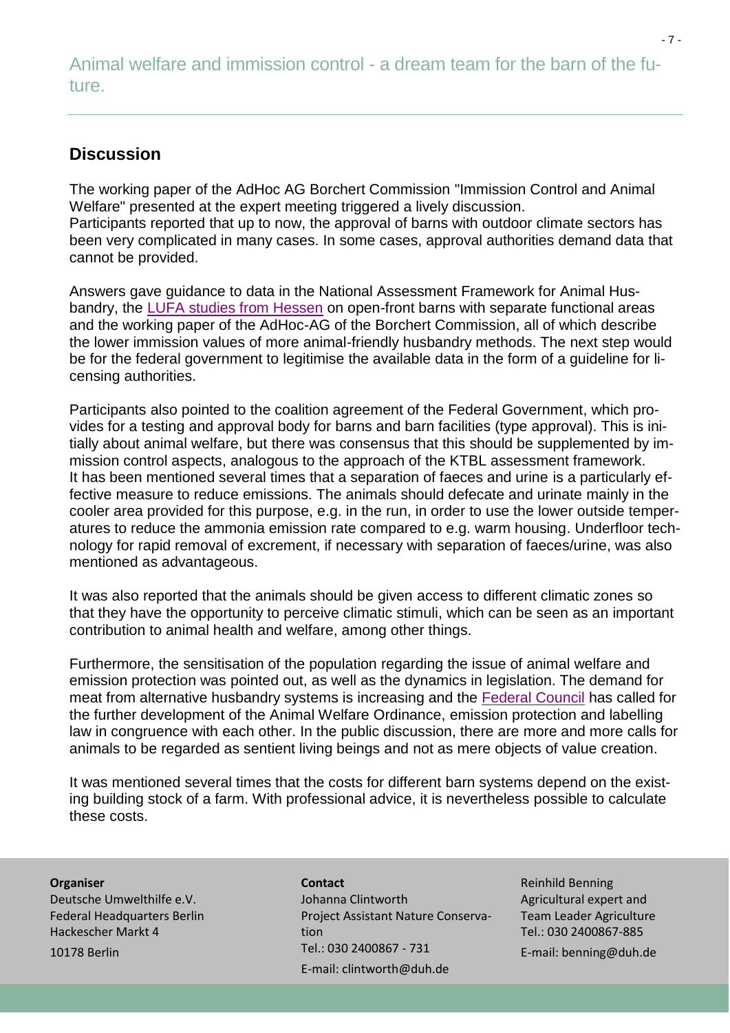Animal welfare and immission control - a dream team for the barn of the future.

## Discussion

The working paper of the AdHoc AG Borchert Commission "Immission Control and Animal Welfare" presented at the expert meeting triggered a lively discussion.
Participants reported that up to now, the approval of barns with outdoor climate sectors has been very complicated in many cases. In some cases, approval authorities demand data that cannot be provided.

Answers gave guidance to data in the National Assessment Framework for Animal Husbandry, the LUFA studies from Hessen on open-front barns with separate functional areas and the working paper of the AdHoc-AG of the Borchert Commission, all of which describe the lower immission values of more animal-friendly husbandry methods. The next step would be for the federal government to legitimise the available data in the form of a guideline for licensing authorities.

Participants also pointed to the coalition agreement of the Federal Government, which provides for a testing and approval body for barns and barn facilities (type approval). This is initially about animal welfare, but there was consensus that this should be supplemented by immission control aspects, analogous to the approach of the KTBL assessment framework.
It has been mentioned several times that a separation of faeces and urine is a particularly effective measure to reduce emissions. The animals should defecate and urinate mainly in the cooler area provided for this purpose, e.g. in the run, in order to use the lower outside temperatures to reduce the ammonia emission rate compared to e.g. warm housing. Underfloor technology for rapid removal of excrement, if necessary with separation of faeces/urine, was also mentioned as advantageous.

It was also reported that the animals should be given access to different climatic zones so that they have the opportunity to perceive climatic stimuli, which can be seen as an important contribution to animal health and welfare, among other things.

Furthermore, the sensitisation of the population regarding the issue of animal welfare and emission protection was pointed out, as well as the dynamics in legislation. The demand for meat from alternative husbandry systems is increasing and the Federal Council has called for the further development of the Animal Welfare Ordinance, emission protection and labelling law in congruence with each other. In the public discussion, there are more and more calls for animals to be regarded as sentient living beings and not as mere objects of value creation.

It was mentioned several times that the costs for different barn systems depend on the existing building stock of a farm. With professional advice, it is nevertheless possible to calculate these costs.

**Organiser**
Deutsche Umwelthilfe e.V.
Federal Headquarters Berlin
Hackescher Markt 4
10178 Berlin

**Contact**
Johanna Clintworth
Project Assistant Nature Conservation
Tel.: 030 2400867 - 731
E-mail: clintworth@duh.de

Reinhild Benning
Agricultural expert and
Team Leader Agriculture
Tel.: 030 2400867-885
E-mail: benning@duh.de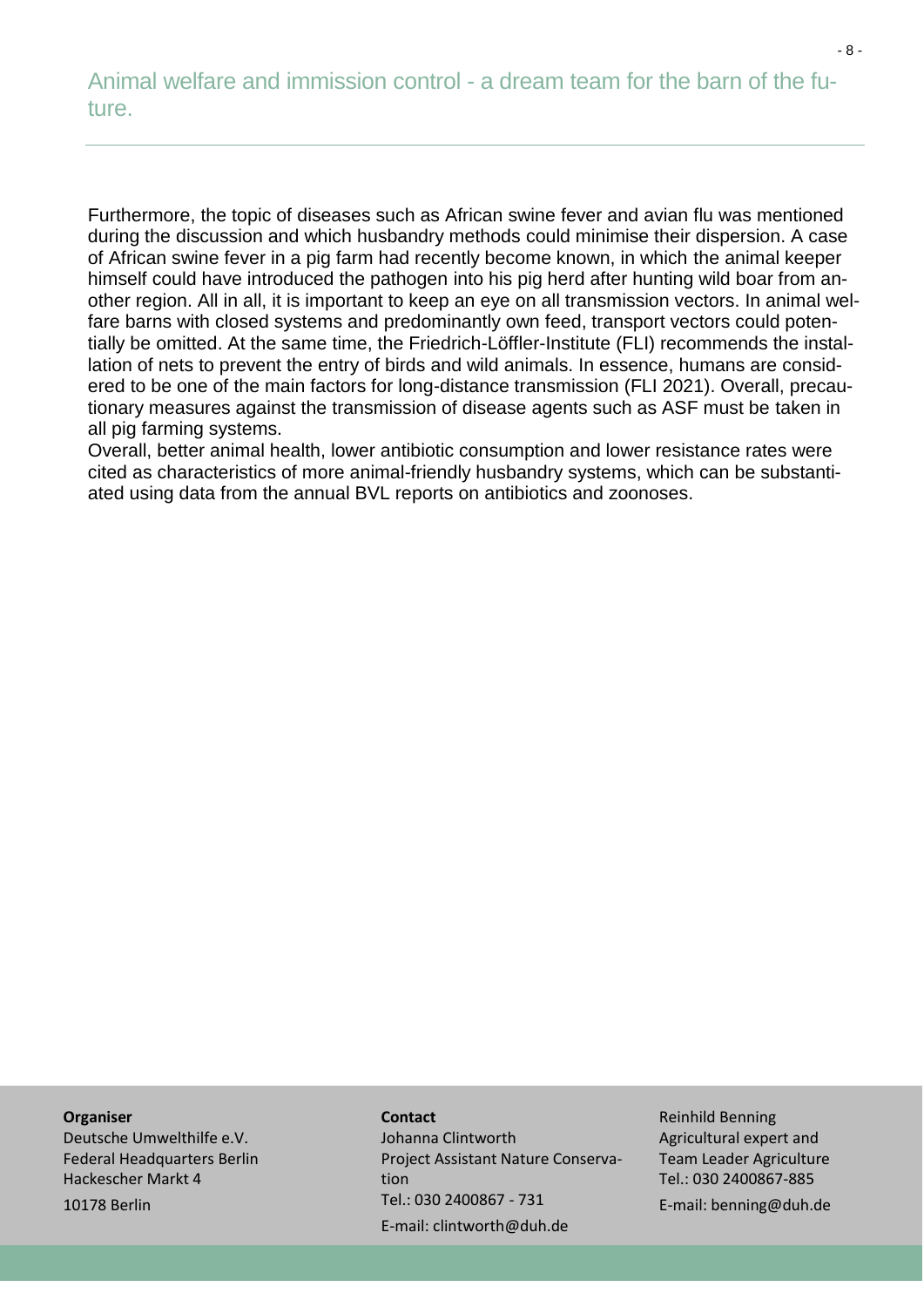Furthermore, the topic of diseases such as African swine fever and avian flu was mentioned during the discussion and which husbandry methods could minimise their dispersion. A case of African swine fever in a pig farm had recently become known, in which the animal keeper himself could have introduced the pathogen into his pig herd after hunting wild boar from another region. All in all, it is important to keep an eye on all transmission vectors. In animal welfare barns with closed systems and predominantly own feed, transport vectors could potentially be omitted. At the same time, the Friedrich-Löffler-Institute (FLI) recommends the installation of nets to prevent the entry of birds and wild animals. In essence, humans are considered to be one of the main factors for long-distance transmission (FLI 2021). Overall, precautionary measures against the transmission of disease agents such as ASF must be taken in all pig farming systems.

Overall, better animal health, lower antibiotic consumption and lower resistance rates were cited as characteristics of more animal-friendly husbandry systems, which can be substantiated using data from the annual BVL reports on antibiotics and zoonoses.

**Organiser**
Deutsche Umwelthilfe e.V.
Federal Headquarters Berlin
Hackescher Markt 4
10178 Berlin

**Contact**
Johanna Clintworth
Project Assistant Nature Conservation
Tel.: 030 2400867 - 731
E-mail: clintworth@duh.de

Reinhild Benning
Agricultural expert and
Team Leader Agriculture
Tel.: 030 2400867-885
E-mail: benning@duh.de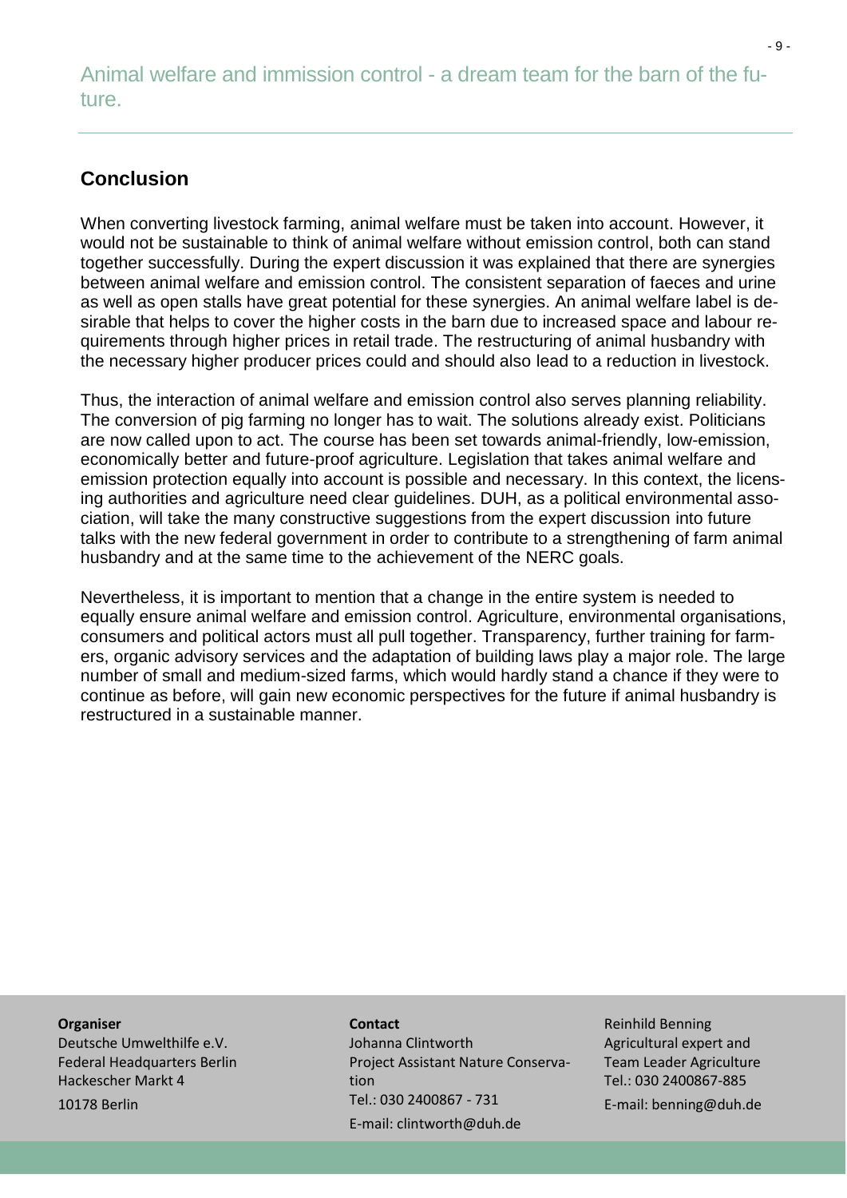## Conclusion

When converting livestock farming, animal welfare must be taken into account. However, it would not be sustainable to think of animal welfare without emission control, both can stand together successfully. During the expert discussion it was explained that there are synergies between animal welfare and emission control. The consistent separation of faeces and urine as well as open stalls have great potential for these synergies. An animal welfare label is desirable that helps to cover the higher costs in the barn due to increased space and labour requirements through higher prices in retail trade. The restructuring of animal husbandry with the necessary higher producer prices could and should also lead to a reduction in livestock.

Thus, the interaction of animal welfare and emission control also serves planning reliability. The conversion of pig farming no longer has to wait. The solutions already exist. Politicians are now called upon to act. The course has been set towards animal-friendly, low-emission, economically better and future-proof agriculture. Legislation that takes animal welfare and emission protection equally into account is possible and necessary. In this context, the licensing authorities and agriculture need clear guidelines. DUH, as a political environmental association, will take the many constructive suggestions from the expert discussion into future talks with the new federal government in order to contribute to a strengthening of farm animal husbandry and at the same time to the achievement of the NERC goals.

Nevertheless, it is important to mention that a change in the entire system is needed to equally ensure animal welfare and emission control. Agriculture, environmental organisations, consumers and political actors must all pull together. Transparency, further training for farmers, organic advisory services and the adaptation of building laws play a major role. The large number of small and medium-sized farms, which would hardly stand a chance if they were to continue as before, will gain new economic perspectives for the future if animal husbandry is restructured in a sustainable manner.

**Organiser**
Deutsche Umwelthilfe e.V.
Federal Headquarters Berlin
Hackescher Markt 4
10178 Berlin

**Contact**
Johanna Clintworth
Project Assistant Nature Conservation
Tel.: 030 2400867 - 731
E-mail: clintworth@duh.de

Reinhild Benning
Agricultural expert and
Team Leader Agriculture
Tel.: 030 2400867-885
E-mail: benning@duh.de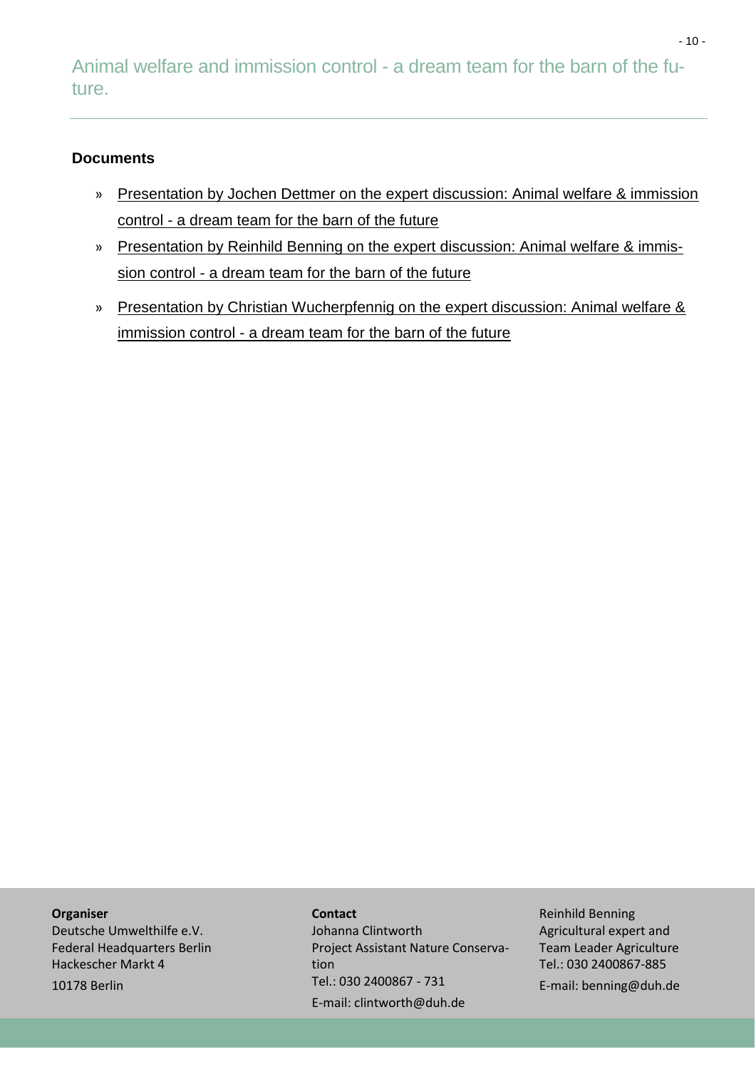## Documents

- » Presentation by Jochen Dettmer on the expert discussion: Animal welfare & immission control - a dream team for the barn of the future
- » Presentation by Reinhild Benning on the expert discussion: Animal welfare & immission control - a dream team for the barn of the future
- » Presentation by Christian Wucherpfennig on the expert discussion: Animal welfare & immission control - a dream team for the barn of the future

**Organiser**
Deutsche Umwelthilfe e.V.
Federal Headquarters Berlin
Hackescher Markt 4
10178 Berlin

**Contact**
Johanna Clintworth
Project Assistant Nature Conservation
Tel.: 030 2400867 - 731
E-mail: clintworth@duh.de

Reinhild Benning
Agricultural expert and
Team Leader Agriculture
Tel.: 030 2400867-885
E-mail: benning@duh.de